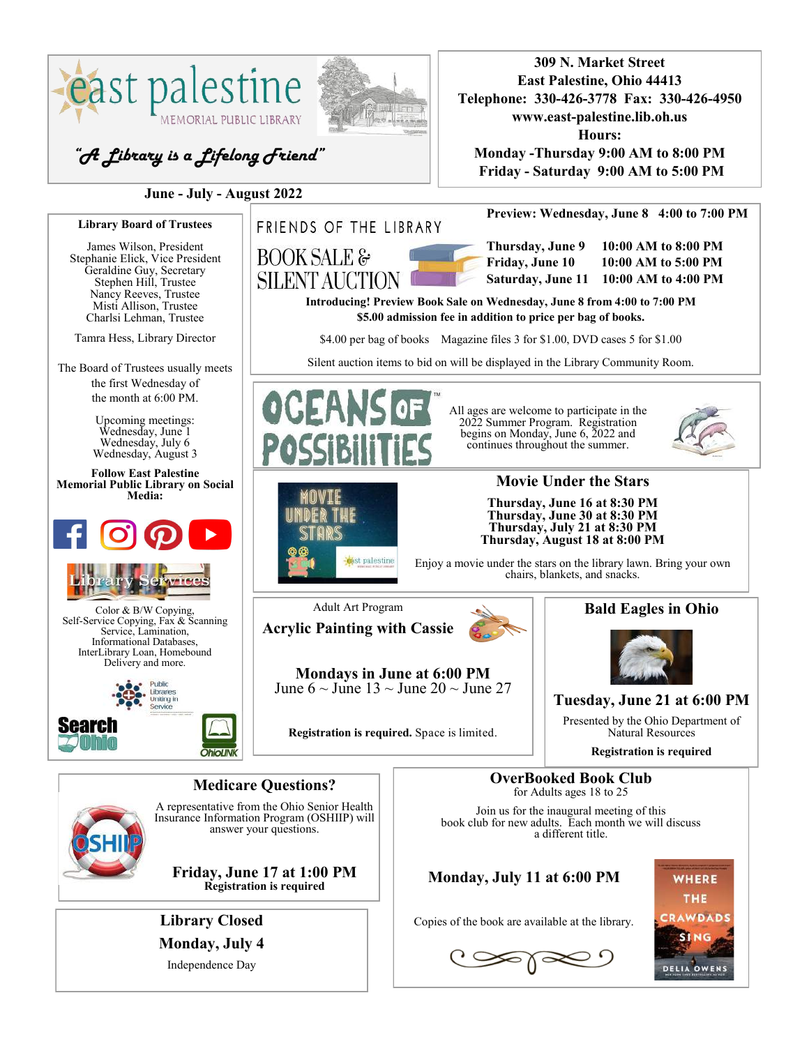# east palestine MEMORIAL PUBLIC LIBRARY

*"A Library is a Lifelong Friend"*

**309 N. Market Street**
**East Palestine, Ohio 44413**
**Telephone: 330-426-3778 Fax: 330-426-4950**
**www.east-palestine.lib.oh.us**
**Hours:**
**Monday -Thursday 9:00 AM to 8:00 PM**
**Friday - Saturday 9:00 AM to 5:00 PM**

**June - July - August 2022**

**Library Board of Trustees**

James Wilson, President
Stephanie Elick, Vice President
Geraldine Guy, Secretary
Stephen Hill, Trustee
Nancy Reeves, Trustee
Misti Allison, Trustee
Charlsi Lehman, Trustee

Tamra Hess, Library Director

The Board of Trustees usually meets the first Wednesday of the month at 6:00 PM.

Upcoming meetings:
Wednesday, June 1
Wednesday, July 6
Wednesday, August 3

**Follow East Palestine Memorial Public Library on Social Media:**

## Library Services

Color & B/W Copying, Self-Service Copying, Fax & Scanning Service, Lamination, Informational Databases, InterLibrary Loan, Homebound Delivery and more.

Public Libraries Uniting in Service

Search Ohio

OhioLINK

## FRIENDS OF THE LIBRARY BOOK SALE & SILENT AUCTION

**Preview: Wednesday, June 8 4:00 to 7:00 PM**

**Thursday, June 9 10:00 AM to 8:00 PM**
**Friday, June 10 10:00 AM to 5:00 PM**
**Saturday, June 11 10:00 AM to 4:00 PM**

**Introducing! Preview Book Sale on Wednesday, June 8 from 4:00 to 7:00 PM**
**$5.00 admission fee in addition to price per bag of books.**

$4.00 per bag of books Magazine files 3 for $1.00, DVD cases 5 for $1.00

Silent auction items to bid on will be displayed in the Library Community Room.

## OCEANS OF POSSIBILITIES™

All ages are welcome to participate in the 2022 Summer Program. Registration begins on Monday, June 6, 2022 and continues throughout the summer.

## Movie Under the Stars

**Thursday, June 16 at 8:30 PM**
**Thursday, June 30 at 8:30 PM**
**Thursday, July 21 at 8:30 PM**
**Thursday, August 18 at 8:00 PM**

Enjoy a movie under the stars on the library lawn. Bring your own chairs, blankets, and snacks.

Adult Art Program

## Acrylic Painting with Cassie

**Mondays in June at 6:00 PM**
June 6 ~ June 13 ~ June 20 ~ June 27

**Registration is required.** Space is limited.

## Bald Eagles in Ohio

**Tuesday, June 21 at 6:00 PM**

Presented by the Ohio Department of Natural Resources

**Registration is required**

## Medicare Questions?

A representative from the Ohio Senior Health Insurance Information Program (OSHIIP) will answer your questions.

**Friday, June 17 at 1:00 PM**
**Registration is required**

## OverBooked Book Club

for Adults ages 18 to 25

Join us for the inaugural meeting of this book club for new adults. Each month we will discuss a different title.

**Monday, July 11 at 6:00 PM**

Copies of the book are available at the library.

WHERE THE CRAWDADS SING — DELIA OWENS

## Library Closed
**Monday, July 4**

Independence Day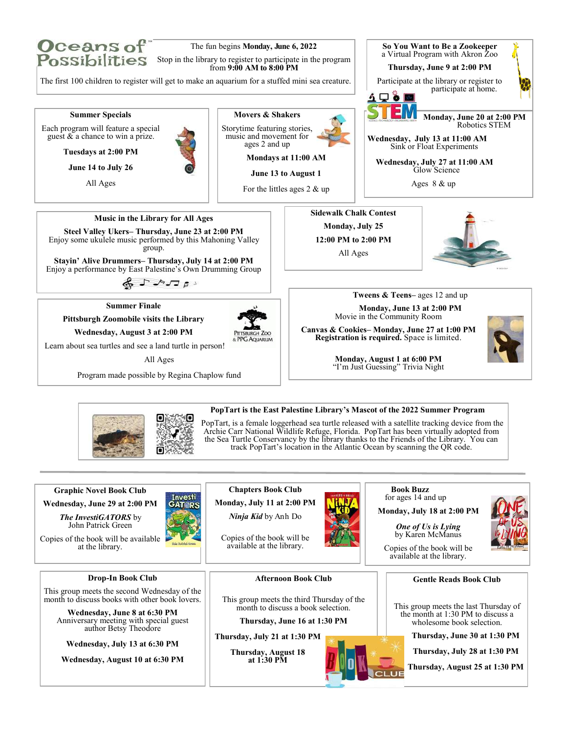# Oceans of Possibilities

The fun begins **Monday, June 6, 2022**

Stop in the library to register to participate in the program from **9:00 AM to 8:00 PM**

The first 100 children to register will get to make an aquarium for a stuffed mini sea creature.

## So You Want to Be a Zookeeper

a Virtual Program with Akron Zoo

**Thursday, June 9 at 2:00 PM**

Participate at the library or register to participate at home.

## Summer Specials

Each program will feature a special guest & a chance to win a prize.

**Tuesdays at 2:00 PM**

**June 14 to July 26**

All Ages

## Movers & Shakers

Storytime featuring stories, music and movement for ages 2 and up

**Mondays at 11:00 AM**

**June 13 to August 1**

For the littles ages 2 & up

## STEM

**Monday, June 20 at 2:00 PM**
Robotics STEM

**Wednesday, July 13 at 11:00 AM**
Sink or Float Experiments

**Wednesday, July 27 at 11:00 AM**
Glow Science

Ages 8 & up

## Music in the Library for All Ages

**Steel Valley Ukers– Thursday, June 23 at 2:00 PM**
Enjoy some ukulele music performed by this Mahoning Valley group.

**Stayin' Alive Drummers– Thursday, July 14 at 2:00 PM**
Enjoy a performance by East Palestine's Own Drumming Group

## Sidewalk Chalk Contest

**Monday, July 25**

**12:00 PM to 2:00 PM**

All Ages

## Summer Finale

**Pittsburgh Zoomobile visits the Library**

**Wednesday, August 3 at 2:00 PM**

Learn about sea turtles and see a land turtle in person!

All Ages

Program made possible by Regina Chaplow fund

## Tweens & Teens– ages 12 and up

**Monday, June 13 at 2:00 PM**
Movie in the Community Room

**Canvas & Cookies– Monday, June 27 at 1:00 PM**
**Registration is required.** Space is limited.

**Monday, August 1 at 6:00 PM**
"I'm Just Guessing" Trivia Night

## PopTart is the East Palestine Library's Mascot of the 2022 Summer Program

PopTart, is a female loggerhead sea turtle released with a satellite tracking device from the Archie Carr National Wildlife Refuge, Florida. PopTart has been virtually adopted from the Sea Turtle Conservancy by the library thanks to the Friends of the Library. You can track PopTart's location in the Atlantic Ocean by scanning the QR code.

---

## Graphic Novel Book Club

**Wednesday, June 29 at 2:00 PM**

***The InvestiGATORS*** by John Patrick Green

Copies of the book will be available at the library.

## Chapters Book Club

**Monday, July 11 at 2:00 PM**

*Ninja Kid* by Anh Do

Copies of the book will be available at the library.

## Book Buzz

for ages 14 and up

**Monday, July 18 at 2:00 PM**

***One of Us is Lying*** by Karen McManus

Copies of the book will be available at the library.

## Drop-In Book Club

This group meets the second Wednesday of the month to discuss books with other book lovers.

**Wednesday, June 8 at 6:30 PM**
Anniversary meeting with special guest author Betsy Theodore

**Wednesday, July 13 at 6:30 PM**

**Wednesday, August 10 at 6:30 PM**

## Afternoon Book Club

This group meets the third Thursday of the month to discuss a book selection.

**Thursday, June 16 at 1:30 PM**

**Thursday, July 21 at 1:30 PM**

**Thursday, August 18 at 1:30 PM**

## Gentle Reads Book Club

This group meets the last Thursday of the month at 1:30 PM to discuss a wholesome book selection.

**Thursday, June 30 at 1:30 PM**

**Thursday, July 28 at 1:30 PM**

**Thursday, August 25 at 1:30 PM**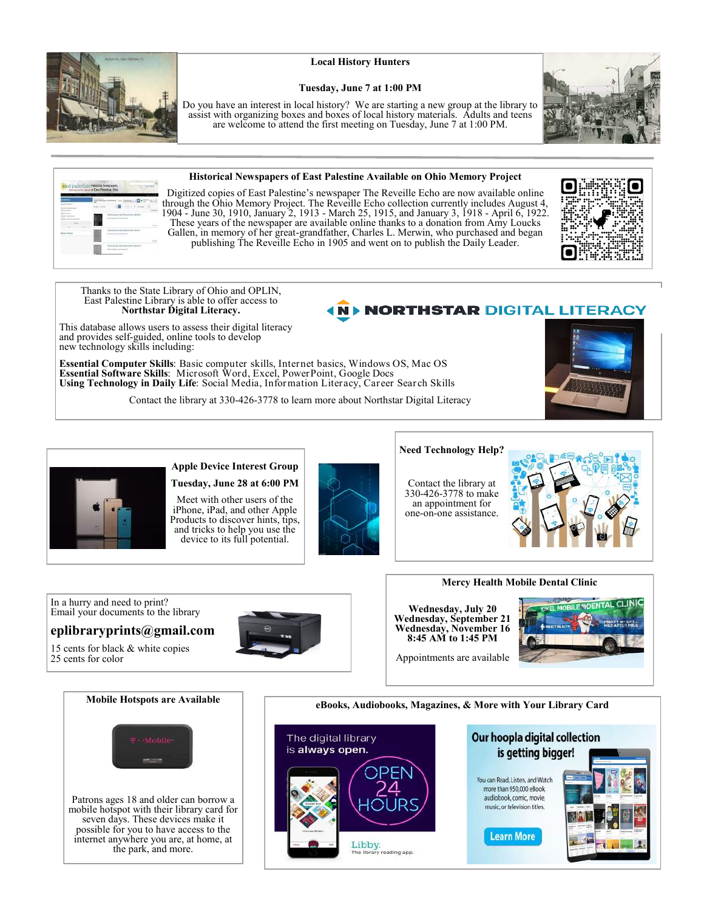## Local History Hunters

**Tuesday, June 7 at 1:00 PM**

Do you have an interest in local history? We are starting a new group at the library to assist with organizing boxes and boxes of local history materials. Adults and teens are welcome to attend the first meeting on Tuesday, June 7 at 1:00 PM.

## Historical Newspapers of East Palestine Available on Ohio Memory Project

Digitized copies of East Palestine's newspaper The Reveille Echo are now available online through the Ohio Memory Project. The Reveille Echo collection currently includes August 4, 1904 - June 30, 1910, January 2, 1913 - March 25, 1915, and January 3, 1918 - April 6, 1922. These years of the newspaper are available online thanks to a donation from Amy Loucks Gallen, in memory of her great-grandfather, Charles L. Merwin, who purchased and began publishing The Reveille Echo in 1905 and went on to publish the Daily Leader.

## Northstar Digital Literacy

Thanks to the State Library of Ohio and OPLIN, East Palestine Library is able to offer access to **Northstar Digital Literacy.**

This database allows users to assess their digital literacy and provides self-guided, online tools to develop new technology skills including:

**Essential Computer Skills**: Basic computer skills, Internet basics, Windows OS, Mac OS
**Essential Software Skills**: Microsoft Word, Excel, PowerPoint, Google Docs
**Using Technology in Daily Life**: Social Media, Information Literacy, Career Search Skills

Contact the library at 330-426-3778 to learn more about Northstar Digital Literacy

## Apple Device Interest Group

**Tuesday, June 28 at 6:00 PM**

Meet with other users of the iPhone, iPad, and other Apple Products to discover hints, tips, and tricks to help you use the device to its full potential.

## Need Technology Help?

Contact the library at 330-426-3778 to make an appointment for one-on-one assistance.

## Mercy Health Mobile Dental Clinic

**Wednesday, July 20**
**Wednesday, September 21**
**Wednesday, November 16**
**8:45 AM to 1:45 PM**

Appointments are available

In a hurry and need to print?
Email your documents to the library

**eplibraryprints@gmail.com**

15 cents for black & white copies
25 cents for color

## Mobile Hotspots are Available

Patrons ages 18 and older can borrow a mobile hotspot with their library card for seven days. These devices make it possible for you to have access to the internet anywhere you are, at home, at the park, and more.

## eBooks, Audiobooks, Magazines, & More with Your Library Card

The digital library is always open. OPEN 24 HOURS. Libby. The library reading app.

Our hoopla digital collection is getting bigger! You can Read, Listen, and Watch more than 950,000 eBook, audiobook, comic, movie, music, or television titles. Learn More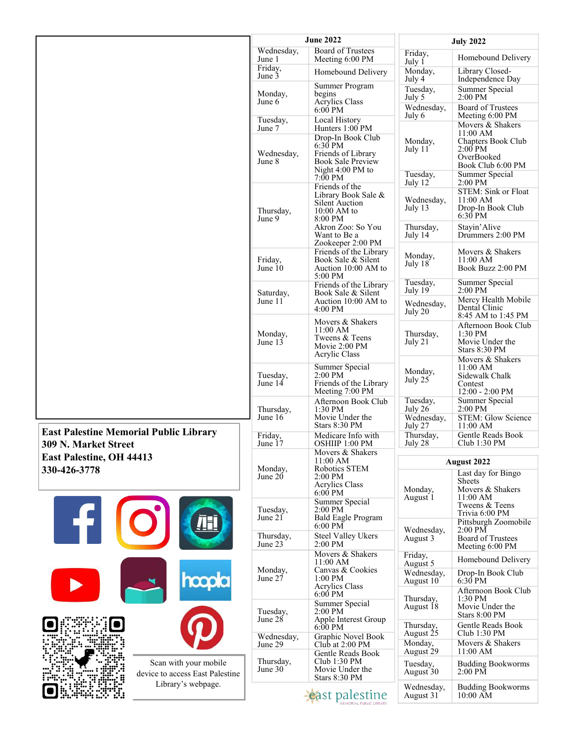**East Palestine Memorial Public Library**
**309 N. Market Street**
**East Palestine, OH 44413**
**330-426-3778**

Scan with your mobile device to access East Palestine Library's webpage.

| June 2022 | |
|---|---|
| Wednesday, June 1 | Board of Trustees Meeting 6:00 PM |
| Friday, June 3 | Homebound Delivery |
| Monday, June 6 | Summer Program begins<br>Acrylics Class 6:00 PM |
| Tuesday, June 7 | Local History Hunters 1:00 PM |
| Wednesday, June 8 | Drop-In Book Club 6:30 PM<br>Friends of Library Book Sale Preview Night 4:00 PM to 7:00 PM |
| Thursday, June 9 | Friends of the Library Book Sale & Silent Auction 10:00 AM to 8:00 PM<br>Akron Zoo: So You Want to Be a Zookeeper 2:00 PM |
| Friday, June 10 | Friends of the Library Book Sale & Silent Auction 10:00 AM to 5:00 PM |
| Saturday, June 11 | Friends of the Library Book Sale & Silent Auction 10:00 AM to 4:00 PM |
| Monday, June 13 | Movers & Shakers 11:00 AM<br>Tweens & Teens Movie 2:00 PM<br>Acrylic Class |
| Tuesday, June 14 | Summer Special 2:00 PM<br>Friends of the Library Meeting 7:00 PM |
| Thursday, June 16 | Afternoon Book Club 1:30 PM<br>Movie Under the Stars 8:30 PM |
| Friday, June 17 | Medicare Info with OSHIIP 1:00 PM |
| Monday, June 20 | Movers & Shakers 11:00 AM<br>Robotics STEM 2:00 PM<br>Acrylics Class 6:00 PM |
| Tuesday, June 21 | Summer Special 2:00 PM<br>Bald Eagle Program 6:00 PM |
| Thursday, June 23 | Steel Valley Ukers 2:00 PM |
| Monday, June 27 | Movers & Shakers 11:00 AM<br>Canvas & Cookies 1:00 PM<br>Acrylics Class 6:00 PM |
| Tuesday, June 28 | Summer Special 2:00 PM<br>Apple Interest Group 6:00 PM |
| Wednesday, June 29 | Graphic Novel Book Club at 2:00 PM |
| Thursday, June 30 | Gentle Reads Book Club 1:30 PM<br>Movie Under the Stars 8:30 PM |

| July 2022 | |
|---|---|
| Friday, July 1 | Homebound Delivery |
| Monday, July 4 | Library Closed-Independence Day |
| Tuesday, July 5 | Summer Special 2:00 PM |
| Wednesday, July 6 | Board of Trustees Meeting 6:00 PM |
| Monday, July 11 | Movers & Shakers 11:00 AM<br>Chapters Book Club 2:00 PM<br>OverBooked Book Club 6:00 PM |
| Tuesday, July 12 | Summer Special 2:00 PM |
| Wednesday, July 13 | STEM: Sink or Float 11:00 AM<br>Drop-In Book Club 6:30 PM |
| Thursday, July 14 | Stayin'Alive Drummers 2:00 PM |
| Monday, July 18 | Movers & Shakers 11:00 AM<br>Book Buzz 2:00 PM |
| Tuesday, July 19 | Summer Special 2:00 PM |
| Wednesday, July 20 | Mercy Health Mobile Dental Clinic 8:45 AM to 1:45 PM |
| Thursday, July 21 | Afternoon Book Club 1:30 PM<br>Movie Under the Stars 8:30 PM |
| Monday, July 25 | Movers & Shakers 11:00 AM<br>Sidewalk Chalk Contest 12:00 - 2:00 PM |
| Tuesday, July 26 | Summer Special 2:00 PM |
| Wednesday, July 27 | STEM: Glow Science 11:00 AM |
| Thursday, July 28 | Gentle Reads Book Club 1:30 PM |

| August 2022 | |
|---|---|
| Monday, August 1 | Last day for Bingo Sheets<br>Movers & Shakers 11:00 AM<br>Tweens & Teens Trivia 6:00 PM |
| Wednesday, August 3 | Pittsburgh Zoomobile 2:00 PM<br>Board of Trustees Meeting 6:00 PM |
| Friday, August 5 | Homebound Delivery |
| Wednesday, August 10 | Drop-In Book Club 6:30 PM |
| Thursday, August 18 | Afternoon Book Club 1:30 PM<br>Movie Under the Stars 8:00 PM |
| Thursday, August 25 | Gentle Reads Book Club 1:30 PM |
| Monday, August 29 | Movers & Shakers 11:00 AM |
| Tuesday, August 30 | Budding Bookworms 2:00 PM |
| Wednesday, August 31 | Budding Bookworms 10:00 AM |

east palestine MEMORIAL PUBLIC LIBRARY